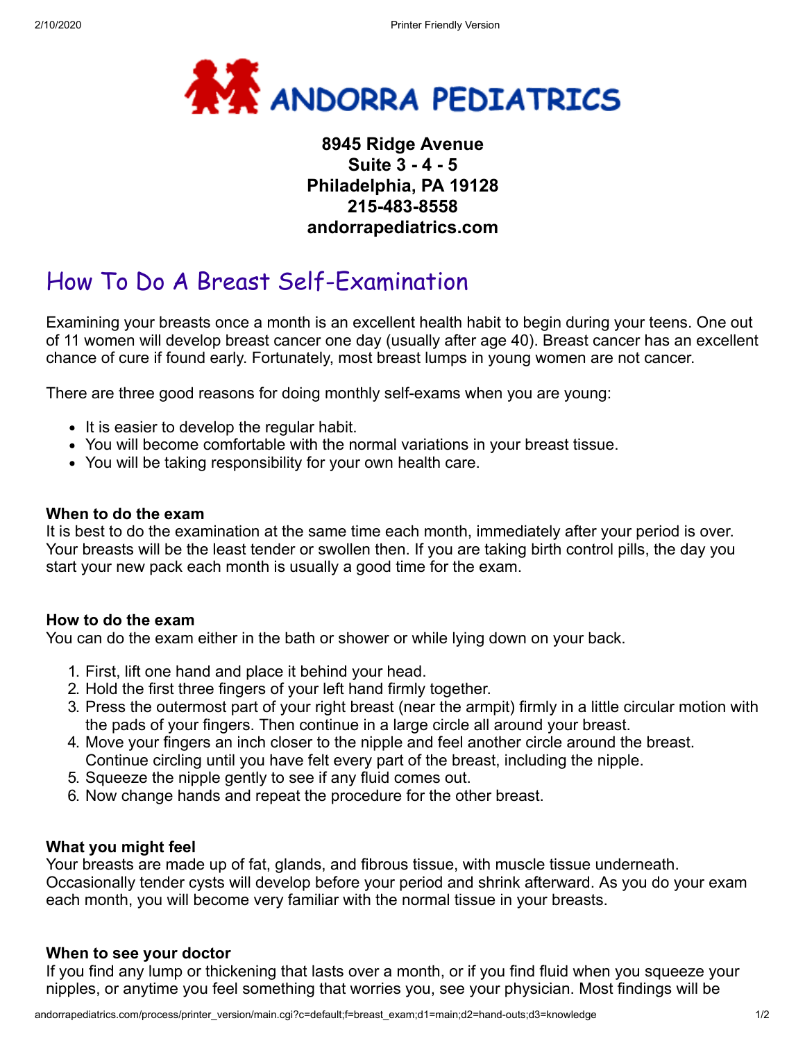# ANDORRA PEDIATRICS

**8945 Ridge Avenue**
**Suite 3 - 4 - 5**
**Philadelphia, PA 19128**
**215-483-8558**
**andorrapediatrics.com**

## How To Do A Breast Self-Examination

Examining your breasts once a month is an excellent health habit to begin during your teens. One out of 11 women will develop breast cancer one day (usually after age 40). Breast cancer has an excellent chance of cure if found early. Fortunately, most breast lumps in young women are not cancer.

There are three good reasons for doing monthly self-exams when you are young:

- It is easier to develop the regular habit.
- You will become comfortable with the normal variations in your breast tissue.
- You will be taking responsibility for your own health care.

**When to do the exam**
It is best to do the examination at the same time each month, immediately after your period is over. Your breasts will be the least tender or swollen then. If you are taking birth control pills, the day you start your new pack each month is usually a good time for the exam.

**How to do the exam**
You can do the exam either in the bath or shower or while lying down on your back.

1. First, lift one hand and place it behind your head.
2. Hold the first three fingers of your left hand firmly together.
3. Press the outermost part of your right breast (near the armpit) firmly in a little circular motion with the pads of your fingers. Then continue in a large circle all around your breast.
4. Move your fingers an inch closer to the nipple and feel another circle around the breast. Continue circling until you have felt every part of the breast, including the nipple.
5. Squeeze the nipple gently to see if any fluid comes out.
6. Now change hands and repeat the procedure for the other breast.

**What you might feel**
Your breasts are made up of fat, glands, and fibrous tissue, with muscle tissue underneath. Occasionally tender cysts will develop before your period and shrink afterward. As you do your exam each month, you will become very familiar with the normal tissue in your breasts.

**When to see your doctor**
If you find any lump or thickening that lasts over a month, or if you find fluid when you squeeze your nipples, or anytime you feel something that worries you, see your physician. Most findings will be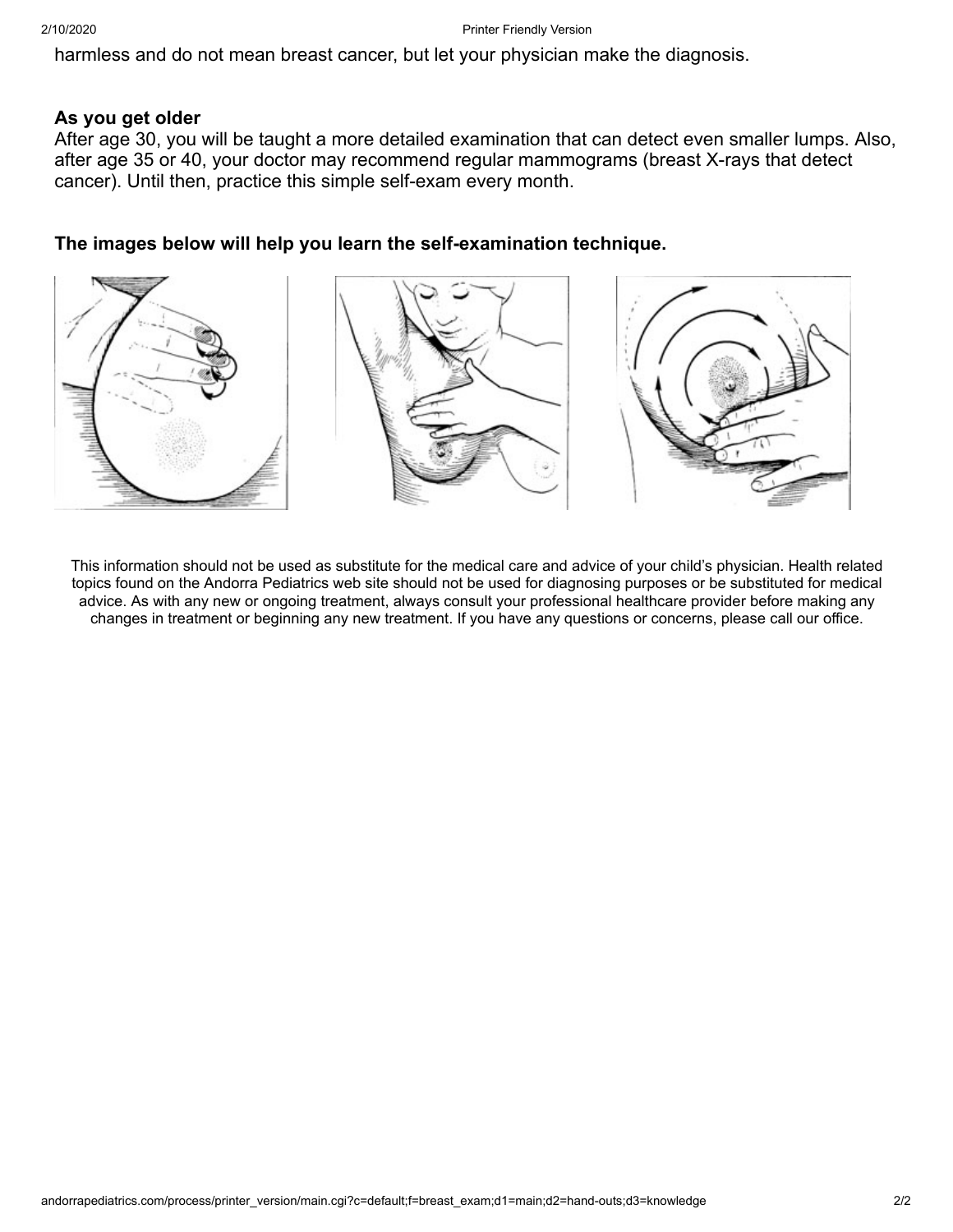harmless and do not mean breast cancer, but let your physician make the diagnosis.

**As you get older**

After age 30, you will be taught a more detailed examination that can detect even smaller lumps. Also, after age 35 or 40, your doctor may recommend regular mammograms (breast X-rays that detect cancer). Until then, practice this simple self-exam every month.

**The images below will help you learn the self-examination technique.**

This information should not be used as substitute for the medical care and advice of your child's physician. Health related topics found on the Andorra Pediatrics web site should not be used for diagnosing purposes or be substituted for medical advice. As with any new or ongoing treatment, always consult your professional healthcare provider before making any changes in treatment or beginning any new treatment. If you have any questions or concerns, please call our office.